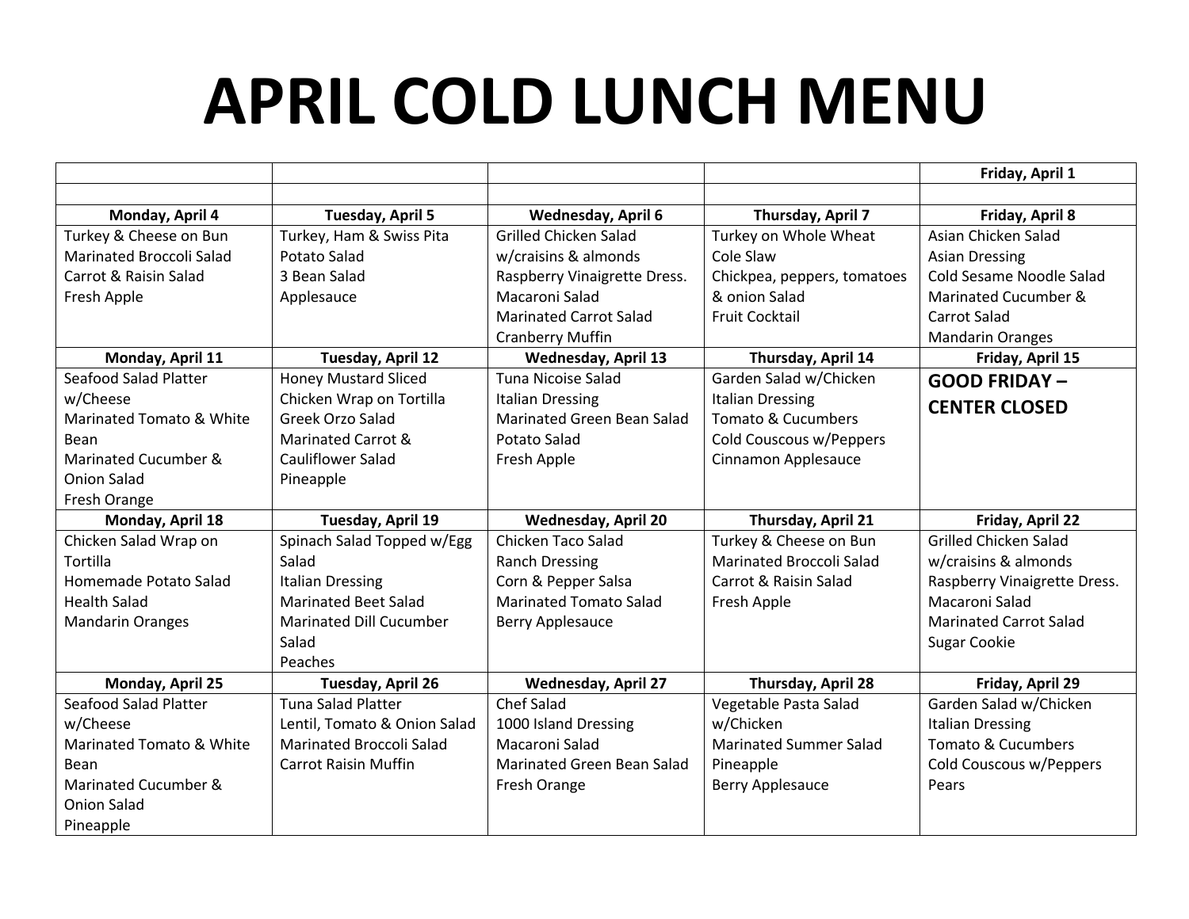# APRIL COLD LUNCH MENU

| | | | | Friday, April 1 |
|---|---|---|---|---|
| | | | | |
| **Monday, April 4** | **Tuesday, April 5** | **Wednesday, April 6** | **Thursday, April 7** | **Friday, April 8** |
| Turkey & Cheese on Bun<br>Marinated Broccoli Salad<br>Carrot & Raisin Salad<br>Fresh Apple | Turkey, Ham & Swiss Pita<br>Potato Salad<br>3 Bean Salad<br>Applesauce | Grilled Chicken Salad w/craisins & almonds<br>Raspberry Vinaigrette Dress.<br>Macaroni Salad<br>Marinated Carrot Salad<br>Cranberry Muffin | Turkey on Whole Wheat<br>Cole Slaw<br>Chickpea, peppers, tomatoes & onion Salad<br>Fruit Cocktail | Asian Chicken Salad<br>Asian Dressing<br>Cold Sesame Noodle Salad<br>Marinated Cucumber & Carrot Salad<br>Mandarin Oranges |
| **Monday, April 11** | **Tuesday, April 12** | **Wednesday, April 13** | **Thursday, April 14** | **Friday, April 15** |
| Seafood Salad Platter w/Cheese<br>Marinated Tomato & White Bean<br>Marinated Cucumber & Onion Salad<br>Fresh Orange | Honey Mustard Sliced Chicken Wrap on Tortilla<br>Greek Orzo Salad<br>Marinated Carrot & Cauliflower Salad<br>Pineapple | Tuna Nicoise Salad<br>Italian Dressing<br>Marinated Green Bean Salad<br>Potato Salad<br>Fresh Apple | Garden Salad w/Chicken<br>Italian Dressing<br>Tomato & Cucumbers<br>Cold Couscous w/Peppers<br>Cinnamon Applesauce | **GOOD FRIDAY – CENTER CLOSED** |
| **Monday, April 18** | **Tuesday, April 19** | **Wednesday, April 20** | **Thursday, April 21** | **Friday, April 22** |
| Chicken Salad Wrap on Tortilla<br>Homemade Potato Salad<br>Health Salad<br>Mandarin Oranges | Spinach Salad Topped w/Egg Salad<br>Italian Dressing<br>Marinated Beet Salad<br>Marinated Dill Cucumber Salad<br>Peaches | Chicken Taco Salad<br>Ranch Dressing<br>Corn & Pepper Salsa<br>Marinated Tomato Salad<br>Berry Applesauce | Turkey & Cheese on Bun<br>Marinated Broccoli Salad<br>Carrot & Raisin Salad<br>Fresh Apple | Grilled Chicken Salad w/craisins & almonds<br>Raspberry Vinaigrette Dress.<br>Macaroni Salad<br>Marinated Carrot Salad<br>Sugar Cookie |
| **Monday, April 25** | **Tuesday, April 26** | **Wednesday, April 27** | **Thursday, April 28** | **Friday, April 29** |
| Seafood Salad Platter w/Cheese<br>Marinated Tomato & White Bean<br>Marinated Cucumber & Onion Salad<br>Pineapple | Tuna Salad Platter<br>Lentil, Tomato & Onion Salad<br>Marinated Broccoli Salad<br>Carrot Raisin Muffin | Chef Salad<br>1000 Island Dressing<br>Macaroni Salad<br>Marinated Green Bean Salad<br>Fresh Orange | Vegetable Pasta Salad w/Chicken<br>Marinated Summer Salad<br>Pineapple<br>Berry Applesauce | Garden Salad w/Chicken<br>Italian Dressing<br>Tomato & Cucumbers<br>Cold Couscous w/Peppers<br>Pears |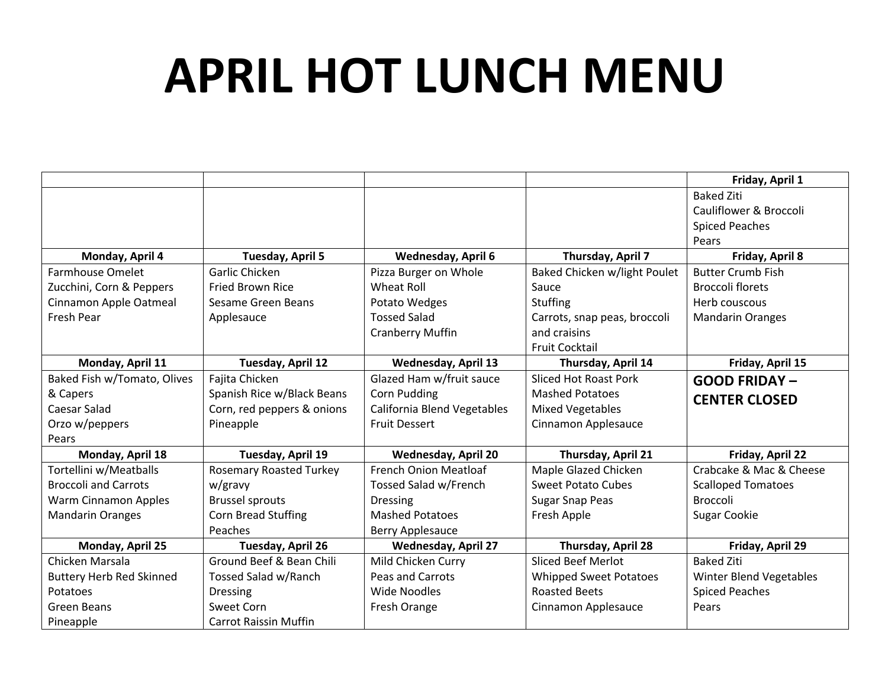# APRIL HOT LUNCH MENU

| | | | | |
|---|---|---|---|---|
| | | | | **Friday, April 1** |
| | | | | Baked Ziti<br>Cauliflower & Broccoli<br>Spiced Peaches<br>Pears |
| **Monday, April 4** | **Tuesday, April 5** | **Wednesday, April 6** | **Thursday, April 7** | **Friday, April 8** |
| Farmhouse Omelet<br>Zucchini, Corn & Peppers<br>Cinnamon Apple Oatmeal<br>Fresh Pear | Garlic Chicken<br>Fried Brown Rice<br>Sesame Green Beans<br>Applesauce | Pizza Burger on Whole Wheat Roll<br>Potato Wedges<br>Tossed Salad<br>Cranberry Muffin | Baked Chicken w/light Poulet Sauce<br>Stuffing<br>Carrots, snap peas, broccoli and craisins<br>Fruit Cocktail | Butter Crumb Fish<br>Broccoli florets<br>Herb couscous<br>Mandarin Oranges |
| **Monday, April 11** | **Tuesday, April 12** | **Wednesday, April 13** | **Thursday, April 14** | **Friday, April 15** |
| Baked Fish w/Tomato, Olives & Capers<br>Caesar Salad<br>Orzo w/peppers<br>Pears | Fajita Chicken<br>Spanish Rice w/Black Beans<br>Corn, red peppers & onions<br>Pineapple | Glazed Ham w/fruit sauce<br>Corn Pudding<br>California Blend Vegetables<br>Fruit Dessert | Sliced Hot Roast Pork<br>Mashed Potatoes<br>Mixed Vegetables<br>Cinnamon Applesauce | **GOOD FRIDAY – CENTER CLOSED** |
| **Monday, April 18** | **Tuesday, April 19** | **Wednesday, April 20** | **Thursday, April 21** | **Friday, April 22** |
| Tortellini w/Meatballs<br>Broccoli and Carrots<br>Warm Cinnamon Apples<br>Mandarin Oranges | Rosemary Roasted Turkey w/gravy<br>Brussel sprouts<br>Corn Bread Stuffing<br>Peaches | French Onion Meatloaf<br>Tossed Salad w/French Dressing<br>Mashed Potatoes<br>Berry Applesauce | Maple Glazed Chicken<br>Sweet Potato Cubes<br>Sugar Snap Peas<br>Fresh Apple | Crabcake & Mac & Cheese<br>Scalloped Tomatoes<br>Broccoli<br>Sugar Cookie |
| **Monday, April 25** | **Tuesday, April 26** | **Wednesday, April 27** | **Thursday, April 28** | **Friday, April 29** |
| Chicken Marsala<br>Buttery Herb Red Skinned Potatoes<br>Green Beans<br>Pineapple | Ground Beef & Bean Chili<br>Tossed Salad w/Ranch Dressing<br>Sweet Corn<br>Carrot Raissin Muffin | Mild Chicken Curry<br>Peas and Carrots<br>Wide Noodles<br>Fresh Orange | Sliced Beef Merlot<br>Whipped Sweet Potatoes<br>Roasted Beets<br>Cinnamon Applesauce | Baked Ziti<br>Winter Blend Vegetables<br>Spiced Peaches<br>Pears |